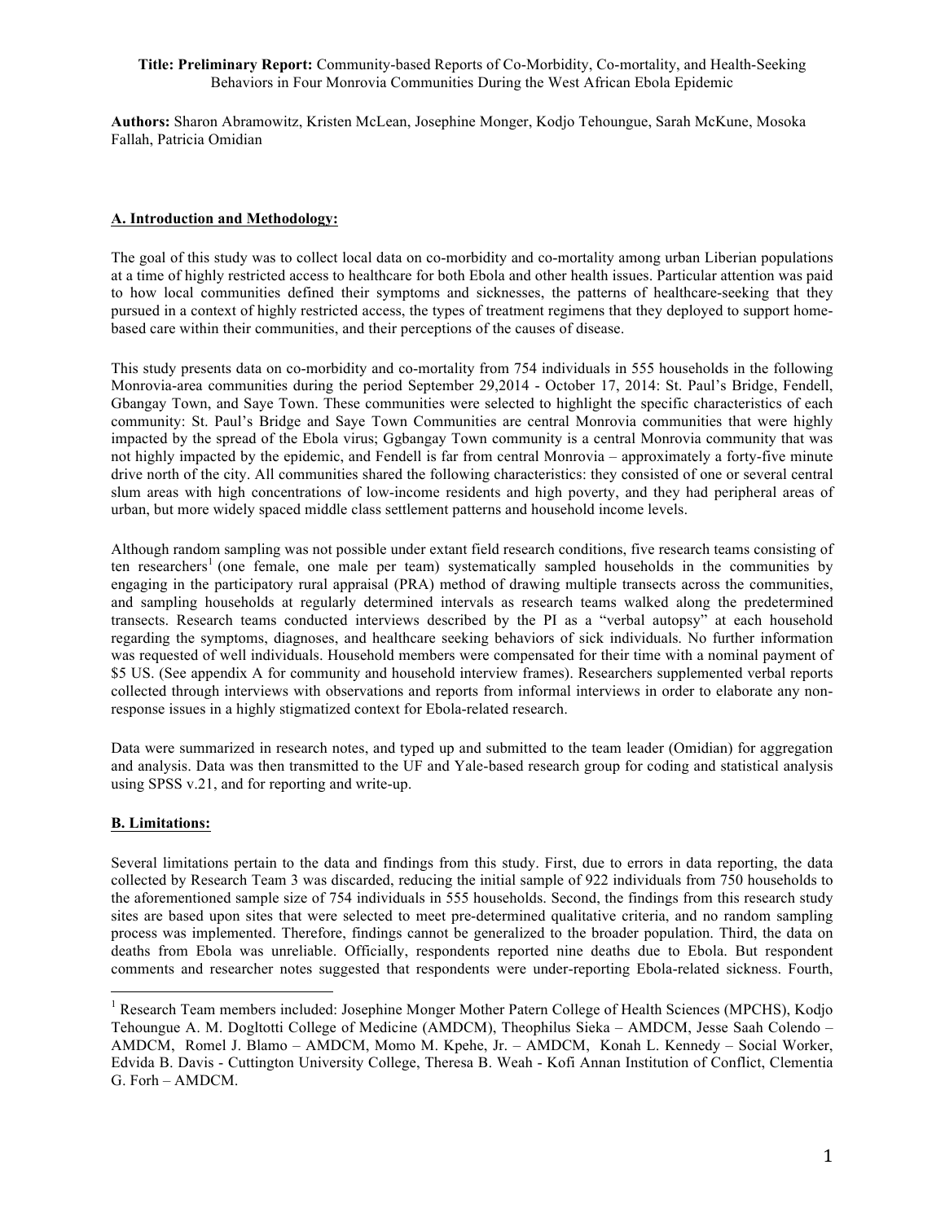**Title: Preliminary Report:** Community-based Reports of Co-Morbidity, Co-mortality, and Health-Seeking Behaviors in Four Monrovia Communities During the West African Ebola Epidemic

**Authors:** Sharon Abramowitz, Kristen McLean, Josephine Monger, Kodjo Tehoungue, Sarah McKune, Mosoka Fallah, Patricia Omidian

## A. Introduction and Methodology:

The goal of this study was to collect local data on co-morbidity and co-mortality among urban Liberian populations at a time of highly restricted access to healthcare for both Ebola and other health issues. Particular attention was paid to how local communities defined their symptoms and sicknesses, the patterns of healthcare-seeking that they pursued in a context of highly restricted access, the types of treatment regimens that they deployed to support home-based care within their communities, and their perceptions of the causes of disease.

This study presents data on co-morbidity and co-mortality from 754 individuals in 555 households in the following Monrovia-area communities during the period September 29,2014 - October 17, 2014: St. Paul's Bridge, Fendell, Gbangay Town, and Saye Town. These communities were selected to highlight the specific characteristics of each community: St. Paul's Bridge and Saye Town Communities are central Monrovia communities that were highly impacted by the spread of the Ebola virus; Ggbangay Town community is a central Monrovia community that was not highly impacted by the epidemic, and Fendell is far from central Monrovia – approximately a forty-five minute drive north of the city. All communities shared the following characteristics: they consisted of one or several central slum areas with high concentrations of low-income residents and high poverty, and they had peripheral areas of urban, but more widely spaced middle class settlement patterns and household income levels.

Although random sampling was not possible under extant field research conditions, five research teams consisting of ten researchers[1] (one female, one male per team) systematically sampled households in the communities by engaging in the participatory rural appraisal (PRA) method of drawing multiple transects across the communities, and sampling households at regularly determined intervals as research teams walked along the predetermined transects. Research teams conducted interviews described by the PI as a "verbal autopsy" at each household regarding the symptoms, diagnoses, and healthcare seeking behaviors of sick individuals. No further information was requested of well individuals. Household members were compensated for their time with a nominal payment of $5 US. (See appendix A for community and household interview frames). Researchers supplemented verbal reports collected through interviews with observations and reports from informal interviews in order to elaborate any non-response issues in a highly stigmatized context for Ebola-related research.

Data were summarized in research notes, and typed up and submitted to the team leader (Omidian) for aggregation and analysis. Data was then transmitted to the UF and Yale-based research group for coding and statistical analysis using SPSS v.21, and for reporting and write-up.

## B. Limitations:

Several limitations pertain to the data and findings from this study. First, due to errors in data reporting, the data collected by Research Team 3 was discarded, reducing the initial sample of 922 individuals from 750 households to the aforementioned sample size of 754 individuals in 555 households. Second, the findings from this research study sites are based upon sites that were selected to meet pre-determined qualitative criteria, and no random sampling process was implemented. Therefore, findings cannot be generalized to the broader population. Third, the data on deaths from Ebola was unreliable. Officially, respondents reported nine deaths due to Ebola. But respondent comments and researcher notes suggested that respondents were under-reporting Ebola-related sickness. Fourth,

---

[1] Research Team members included: Josephine Monger Mother Patern College of Health Sciences (MPCHS), Kodjo Tehoungue A. M. Dogltotti College of Medicine (AMDCM), Theophilus Sieka – AMDCM, Jesse Saah Colendo – AMDCM, Romel J. Blamo – AMDCM, Momo M. Kpehe, Jr. – AMDCM, Konah L. Kennedy – Social Worker, Edvida B. Davis - Cuttington University College, Theresa B. Weah - Kofi Annan Institution of Conflict, Clementia G. Forh – AMDCM.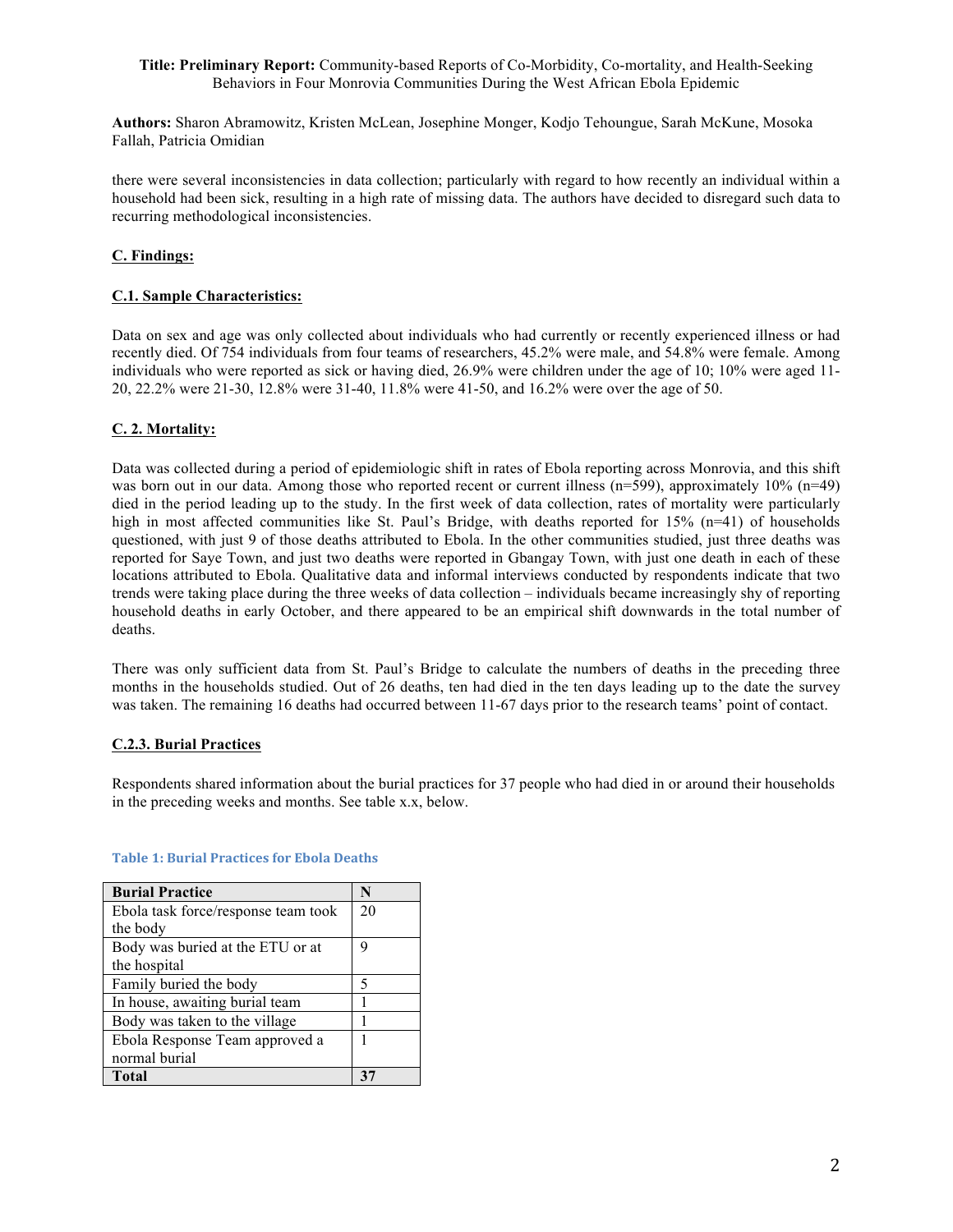**Title: Preliminary Report:** Community-based Reports of Co-Morbidity, Co-mortality, and Health-Seeking Behaviors in Four Monrovia Communities During the West African Ebola Epidemic

**Authors:** Sharon Abramowitz, Kristen McLean, Josephine Monger, Kodjo Tehoungue, Sarah McKune, Mosoka Fallah, Patricia Omidian

there were several inconsistencies in data collection; particularly with regard to how recently an individual within a household had been sick, resulting in a high rate of missing data. The authors have decided to disregard such data to recurring methodological inconsistencies.

## C. Findings:

### C.1. Sample Characteristics:

Data on sex and age was only collected about individuals who had currently or recently experienced illness or had recently died. Of 754 individuals from four teams of researchers, 45.2% were male, and 54.8% were female. Among individuals who were reported as sick or having died, 26.9% were children under the age of 10; 10% were aged 11-20, 22.2% were 21-30, 12.8% were 31-40, 11.8% were 41-50, and 16.2% were over the age of 50.

### C. 2. Mortality:

Data was collected during a period of epidemiologic shift in rates of Ebola reporting across Monrovia, and this shift was born out in our data. Among those who reported recent or current illness (n=599), approximately 10% (n=49) died in the period leading up to the study. In the first week of data collection, rates of mortality were particularly high in most affected communities like St. Paul's Bridge, with deaths reported for 15% (n=41) of households questioned, with just 9 of those deaths attributed to Ebola. In the other communities studied, just three deaths was reported for Saye Town, and just two deaths were reported in Gbangay Town, with just one death in each of these locations attributed to Ebola. Qualitative data and informal interviews conducted by respondents indicate that two trends were taking place during the three weeks of data collection – individuals became increasingly shy of reporting household deaths in early October, and there appeared to be an empirical shift downwards in the total number of deaths.

There was only sufficient data from St. Paul's Bridge to calculate the numbers of deaths in the preceding three months in the households studied. Out of 26 deaths, ten had died in the ten days leading up to the date the survey was taken. The remaining 16 deaths had occurred between 11-67 days prior to the research teams' point of contact.

### C.2.3. Burial Practices

Respondents shared information about the burial practices for 37 people who had died in or around their households in the preceding weeks and months. See table x.x, below.

**Table 1: Burial Practices for Ebola Deaths**

| Burial Practice | N |
|---|---|
| Ebola task force/response team took the body | 20 |
| Body was buried at the ETU or at the hospital | 9 |
| Family buried the body | 5 |
| In house, awaiting burial team | 1 |
| Body was taken to the village | 1 |
| Ebola Response Team approved a normal burial | 1 |
| **Total** | **37** |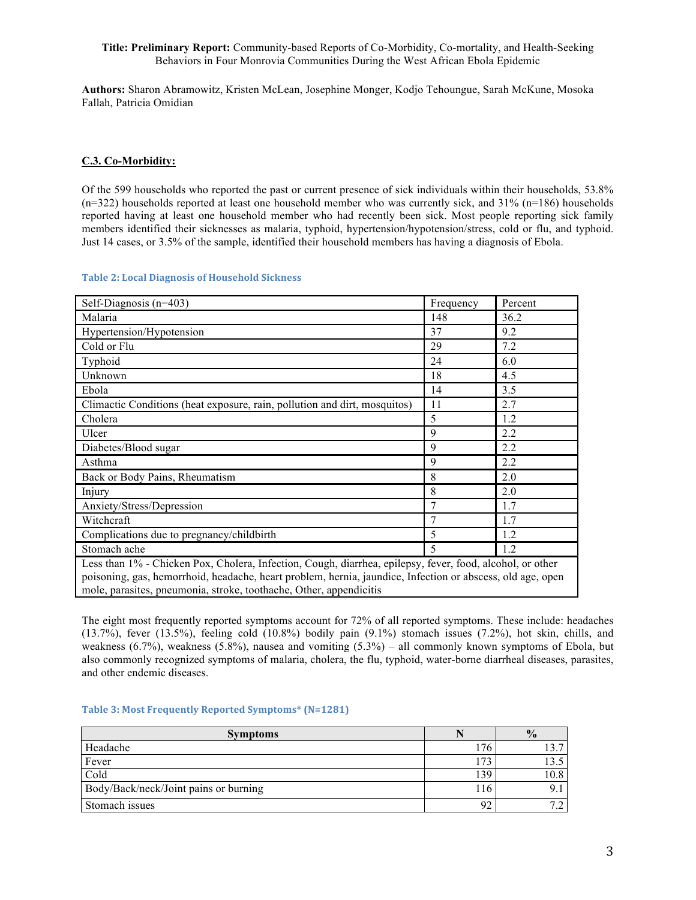**Title: Preliminary Report:** Community-based Reports of Co-Morbidity, Co-mortality, and Health-Seeking Behaviors in Four Monrovia Communities During the West African Ebola Epidemic

**Authors:** Sharon Abramowitz, Kristen McLean, Josephine Monger, Kodjo Tehoungue, Sarah McKune, Mosoka Fallah, Patricia Omidian

## C.3. Co-Morbidity:

Of the 599 households who reported the past or current presence of sick individuals within their households, 53.8% (n=322) households reported at least one household member who was currently sick, and 31% (n=186) households reported having at least one household member who had recently been sick. Most people reporting sick family members identified their sicknesses as malaria, typhoid, hypertension/hypotension/stress, cold or flu, and typhoid. Just 14 cases, or 3.5% of the sample, identified their household members has having a diagnosis of Ebola.

**Table 2: Local Diagnosis of Household Sickness**

| Self-Diagnosis (n=403) | Frequency | Percent |
|---|---|---|
| Malaria | 148 | 36.2 |
| Hypertension/Hypotension | 37 | 9.2 |
| Cold or Flu | 29 | 7.2 |
| Typhoid | 24 | 6.0 |
| Unknown | 18 | 4.5 |
| Ebola | 14 | 3.5 |
| Climactic Conditions (heat exposure, rain, pollution and dirt, mosquitos) | 11 | 2.7 |
| Cholera | 5 | 1.2 |
| Ulcer | 9 | 2.2 |
| Diabetes/Blood sugar | 9 | 2.2 |
| Asthma | 9 | 2.2 |
| Back or Body Pains, Rheumatism | 8 | 2.0 |
| Injury | 8 | 2.0 |
| Anxiety/Stress/Depression | 7 | 1.7 |
| Witchcraft | 7 | 1.7 |
| Complications due to pregnancy/childbirth | 5 | 1.2 |
| Stomach ache | 5 | 1.2 |
| Less than 1% - Chicken Pox, Cholera, Infection, Cough, diarrhea, epilepsy, fever, food, alcohol, or other poisoning, gas, hemorrhoid, headache, heart problem, hernia, jaundice, Infection or abscess, old age, open mole, parasites, pneumonia, stroke, toothache, Other, appendicitis | | |

The eight most frequently reported symptoms account for 72% of all reported symptoms. These include: headaches (13.7%), fever (13.5%), feeling cold (10.8%) bodily pain (9.1%) stomach issues (7.2%), hot skin, chills, and weakness (6.7%), weakness (5.8%), nausea and vomiting (5.3%) – all commonly known symptoms of Ebola, but also commonly recognized symptoms of malaria, cholera, the flu, typhoid, water-borne diarrheal diseases, parasites, and other endemic diseases.

**Table 3: Most Frequently Reported Symptoms* (N=1281)**

| Symptoms | N | % |
|---|---|---|
| Headache | 176 | 13.7 |
| Fever | 173 | 13.5 |
| Cold | 139 | 10.8 |
| Body/Back/neck/Joint pains or burning | 116 | 9.1 |
| Stomach issues | 92 | 7.2 |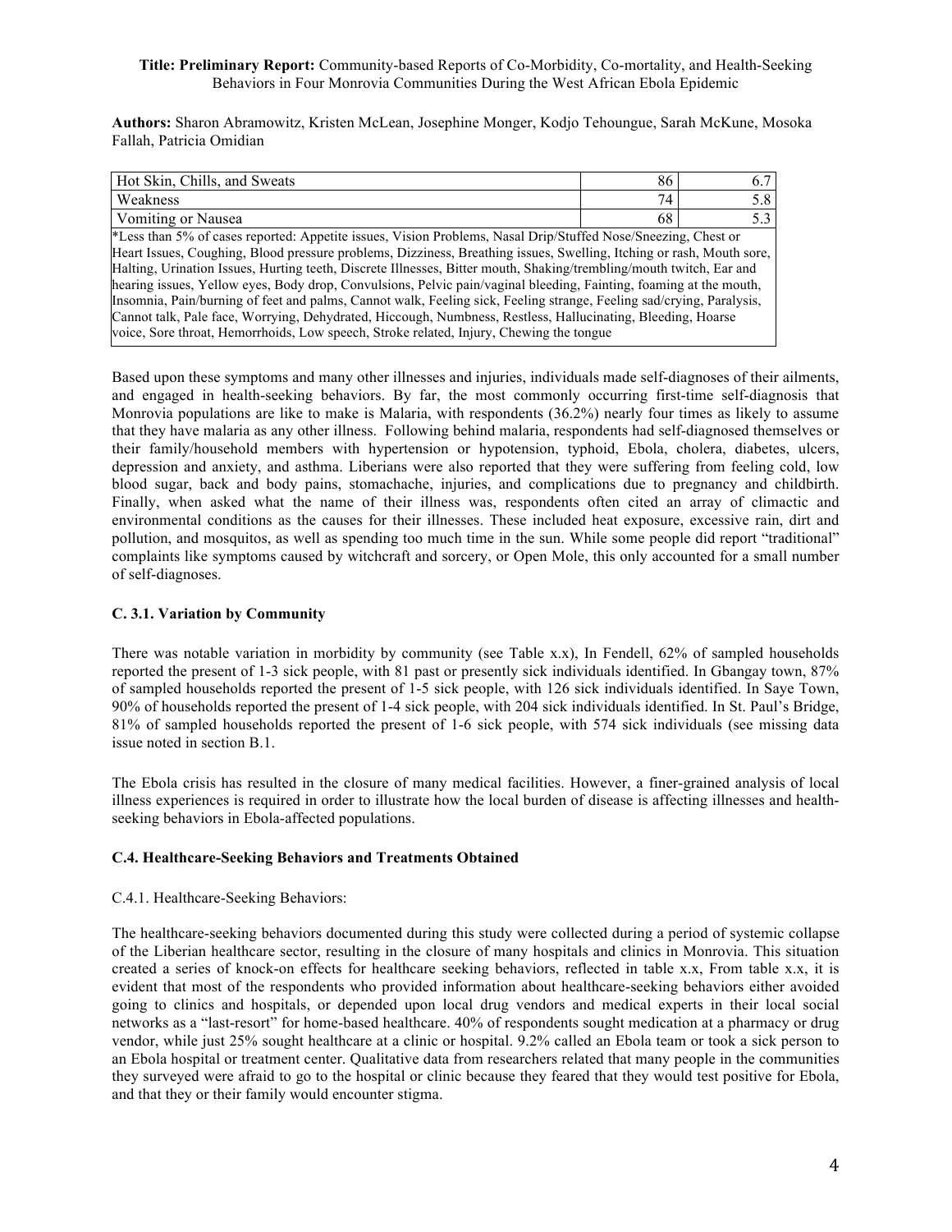**Title: Preliminary Report:** Community-based Reports of Co-Morbidity, Co-mortality, and Health-Seeking Behaviors in Four Monrovia Communities During the West African Ebola Epidemic

**Authors:** Sharon Abramowitz, Kristen McLean, Josephine Monger, Kodjo Tehoungue, Sarah McKune, Mosoka Fallah, Patricia Omidian

| | | |
|---|---|---|
| Hot Skin, Chills, and Sweats | 86 | 6.7 |
| Weakness | 74 | 5.8 |
| Vomiting or Nausea | 68 | 5.3 |
| *Less than 5% of cases reported: Appetite issues, Vision Problems, Nasal Drip/Stuffed Nose/Sneezing, Chest or Heart Issues, Coughing, Blood pressure problems, Dizziness, Breathing issues, Swelling, Itching or rash, Mouth sore, Halting, Urination Issues, Hurting teeth, Discrete Illnesses, Bitter mouth, Shaking/trembling/mouth twitch, Ear and hearing issues, Yellow eyes, Body drop, Convulsions, Pelvic pain/vaginal bleeding, Fainting, foaming at the mouth, Insomnia, Pain/burning of feet and palms, Cannot walk, Feeling sick, Feeling strange, Feeling sad/crying, Paralysis, Cannot talk, Pale face, Worrying, Dehydrated, Hiccough, Numbness, Restless, Hallucinating, Bleeding, Hoarse voice, Sore throat, Hemorrhoids, Low speech, Stroke related, Injury, Chewing the tongue | | |

Based upon these symptoms and many other illnesses and injuries, individuals made self-diagnoses of their ailments, and engaged in health-seeking behaviors. By far, the most commonly occurring first-time self-diagnosis that Monrovia populations are like to make is Malaria, with respondents (36.2%) nearly four times as likely to assume that they have malaria as any other illness. Following behind malaria, respondents had self-diagnosed themselves or their family/household members with hypertension or hypotension, typhoid, Ebola, cholera, diabetes, ulcers, depression and anxiety, and asthma. Liberians were also reported that they were suffering from feeling cold, low blood sugar, back and body pains, stomachache, injuries, and complications due to pregnancy and childbirth. Finally, when asked what the name of their illness was, respondents often cited an array of climactic and environmental conditions as the causes for their illnesses. These included heat exposure, excessive rain, dirt and pollution, and mosquitos, as well as spending too much time in the sun. While some people did report "traditional" complaints like symptoms caused by witchcraft and sorcery, or Open Mole, this only accounted for a small number of self-diagnoses.

### C. 3.1. Variation by Community

There was notable variation in morbidity by community (see Table x.x), In Fendell, 62% of sampled households reported the present of 1-3 sick people, with 81 past or presently sick individuals identified. In Gbangay town, 87% of sampled households reported the present of 1-5 sick people, with 126 sick individuals identified. In Saye Town, 90% of households reported the present of 1-4 sick people, with 204 sick individuals identified. In St. Paul's Bridge, 81% of sampled households reported the present of 1-6 sick people, with 574 sick individuals (see missing data issue noted in section B.1.

The Ebola crisis has resulted in the closure of many medical facilities. However, a finer-grained analysis of local illness experiences is required in order to illustrate how the local burden of disease is affecting illnesses and health-seeking behaviors in Ebola-affected populations.

### C.4. Healthcare-Seeking Behaviors and Treatments Obtained

C.4.1. Healthcare-Seeking Behaviors:

The healthcare-seeking behaviors documented during this study were collected during a period of systemic collapse of the Liberian healthcare sector, resulting in the closure of many hospitals and clinics in Monrovia. This situation created a series of knock-on effects for healthcare seeking behaviors, reflected in table x.x, From table x.x, it is evident that most of the respondents who provided information about healthcare-seeking behaviors either avoided going to clinics and hospitals, or depended upon local drug vendors and medical experts in their local social networks as a "last-resort" for home-based healthcare. 40% of respondents sought medication at a pharmacy or drug vendor, while just 25% sought healthcare at a clinic or hospital. 9.2% called an Ebola team or took a sick person to an Ebola hospital or treatment center. Qualitative data from researchers related that many people in the communities they surveyed were afraid to go to the hospital or clinic because they feared that they would test positive for Ebola, and that they or their family would encounter stigma.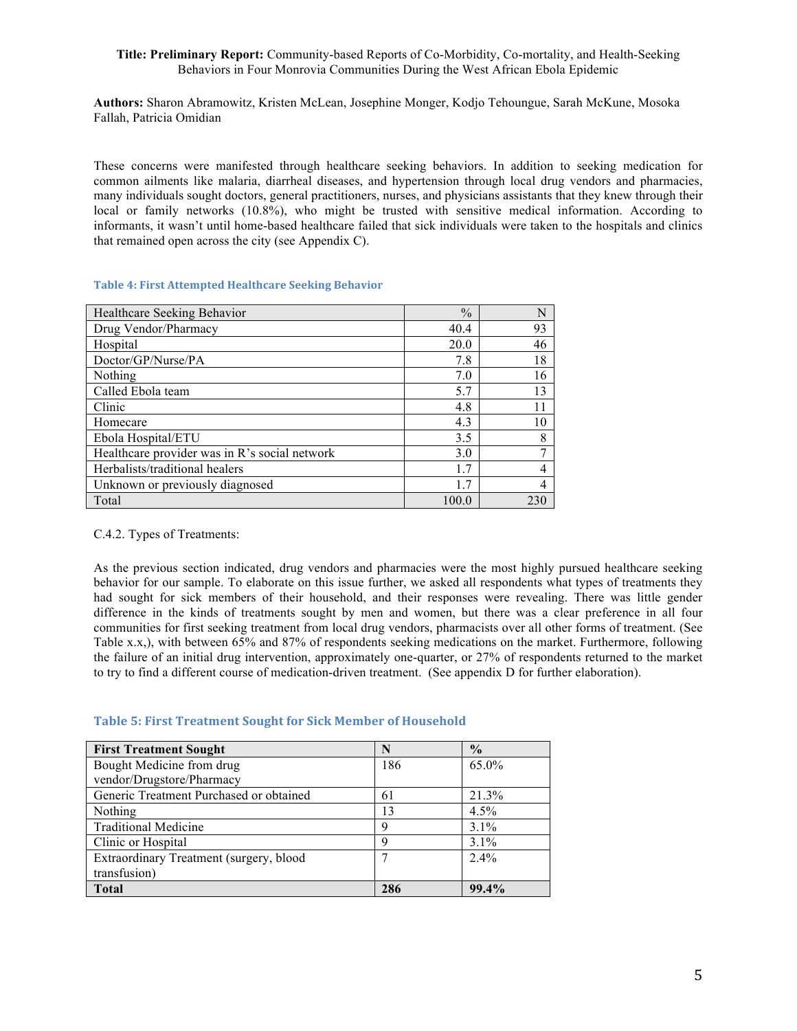**Title: Preliminary Report:** Community-based Reports of Co-Morbidity, Co-mortality, and Health-Seeking Behaviors in Four Monrovia Communities During the West African Ebola Epidemic

**Authors:** Sharon Abramowitz, Kristen McLean, Josephine Monger, Kodjo Tehoungue, Sarah McKune, Mosoka Fallah, Patricia Omidian

These concerns were manifested through healthcare seeking behaviors. In addition to seeking medication for common ailments like malaria, diarrheal diseases, and hypertension through local drug vendors and pharmacies, many individuals sought doctors, general practitioners, nurses, and physicians assistants that they knew through their local or family networks (10.8%), who might be trusted with sensitive medical information. According to informants, it wasn't until home-based healthcare failed that sick individuals were taken to the hospitals and clinics that remained open across the city (see Appendix C).

**Table 4: First Attempted Healthcare Seeking Behavior**

| Healthcare Seeking Behavior | % | N |
|---|---|---|
| Drug Vendor/Pharmacy | 40.4 | 93 |
| Hospital | 20.0 | 46 |
| Doctor/GP/Nurse/PA | 7.8 | 18 |
| Nothing | 7.0 | 16 |
| Called Ebola team | 5.7 | 13 |
| Clinic | 4.8 | 11 |
| Homecare | 4.3 | 10 |
| Ebola Hospital/ETU | 3.5 | 8 |
| Healthcare provider was in R's social network | 3.0 | 7 |
| Herbalists/traditional healers | 1.7 | 4 |
| Unknown or previously diagnosed | 1.7 | 4 |
| Total | 100.0 | 230 |

C.4.2. Types of Treatments:

As the previous section indicated, drug vendors and pharmacies were the most highly pursued healthcare seeking behavior for our sample. To elaborate on this issue further, we asked all respondents what types of treatments they had sought for sick members of their household, and their responses were revealing. There was little gender difference in the kinds of treatments sought by men and women, but there was a clear preference in all four communities for first seeking treatment from local drug vendors, pharmacists over all other forms of treatment. (See Table x.x,), with between 65% and 87% of respondents seeking medications on the market. Furthermore, following the failure of an initial drug intervention, approximately one-quarter, or 27% of respondents returned to the market to try to find a different course of medication-driven treatment. (See appendix D for further elaboration).

**Table 5: First Treatment Sought for Sick Member of Household**

| **First Treatment Sought** | **N** | **%** |
|---|---|---|
| Bought Medicine from drug vendor/Drugstore/Pharmacy | 186 | 65.0% |
| Generic Treatment Purchased or obtained | 61 | 21.3% |
| Nothing | 13 | 4.5% |
| Traditional Medicine | 9 | 3.1% |
| Clinic or Hospital | 9 | 3.1% |
| Extraordinary Treatment (surgery, blood transfusion) | 7 | 2.4% |
| **Total** | **286** | **99.4%** |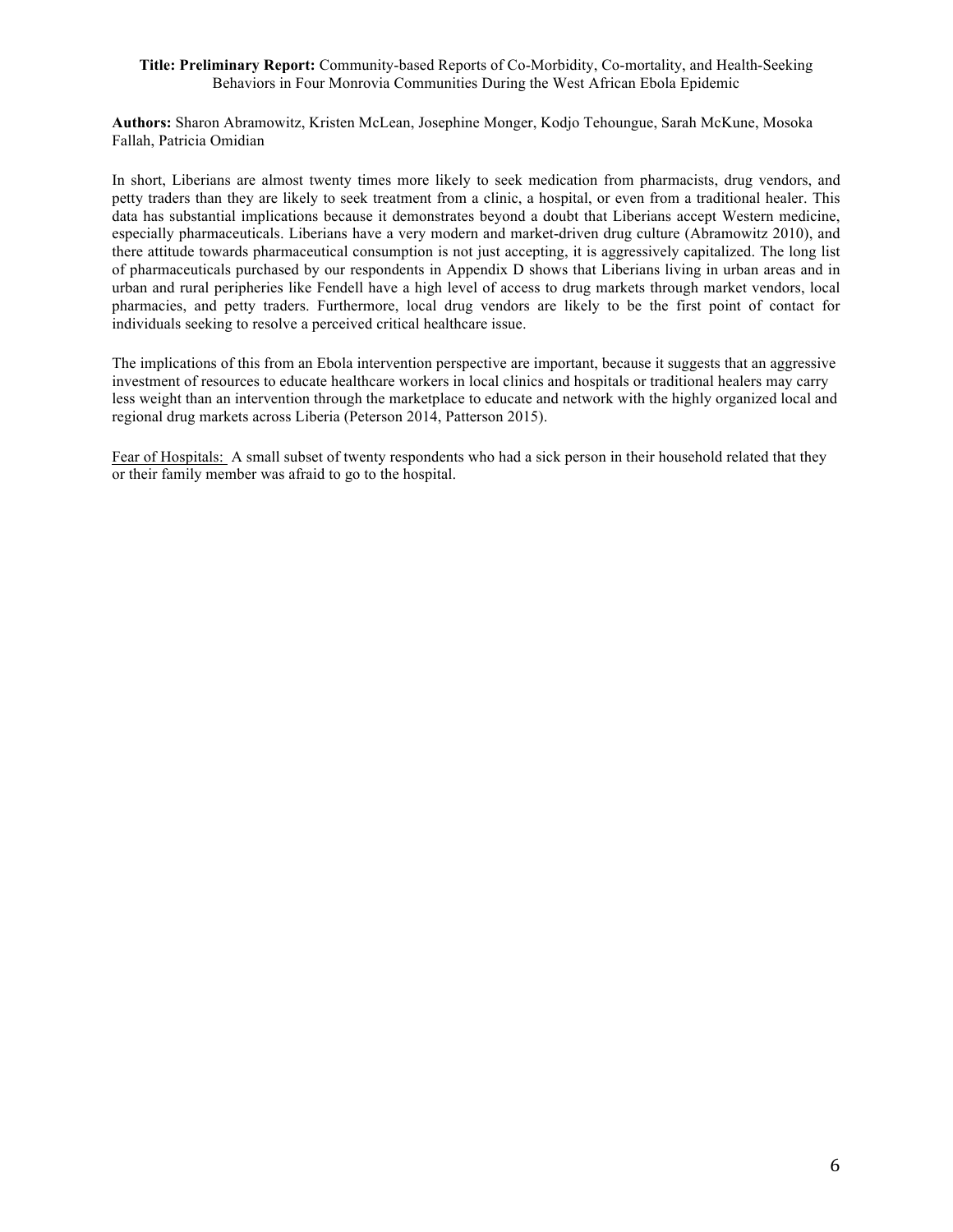**Title: Preliminary Report:** Community-based Reports of Co-Morbidity, Co-mortality, and Health-Seeking Behaviors in Four Monrovia Communities During the West African Ebola Epidemic

**Authors:** Sharon Abramowitz, Kristen McLean, Josephine Monger, Kodjo Tehoungue, Sarah McKune, Mosoka Fallah, Patricia Omidian

In short, Liberians are almost twenty times more likely to seek medication from pharmacists, drug vendors, and petty traders than they are likely to seek treatment from a clinic, a hospital, or even from a traditional healer. This data has substantial implications because it demonstrates beyond a doubt that Liberians accept Western medicine, especially pharmaceuticals. Liberians have a very modern and market-driven drug culture (Abramowitz 2010), and there attitude towards pharmaceutical consumption is not just accepting, it is aggressively capitalized. The long list of pharmaceuticals purchased by our respondents in Appendix D shows that Liberians living in urban areas and in urban and rural peripheries like Fendell have a high level of access to drug markets through market vendors, local pharmacies, and petty traders. Furthermore, local drug vendors are likely to be the first point of contact for individuals seeking to resolve a perceived critical healthcare issue.

The implications of this from an Ebola intervention perspective are important, because it suggests that an aggressive investment of resources to educate healthcare workers in local clinics and hospitals or traditional healers may carry less weight than an intervention through the marketplace to educate and network with the highly organized local and regional drug markets across Liberia (Peterson 2014, Patterson 2015).

<u>Fear of Hospitals:</u> A small subset of twenty respondents who had a sick person in their household related that they or their family member was afraid to go to the hospital.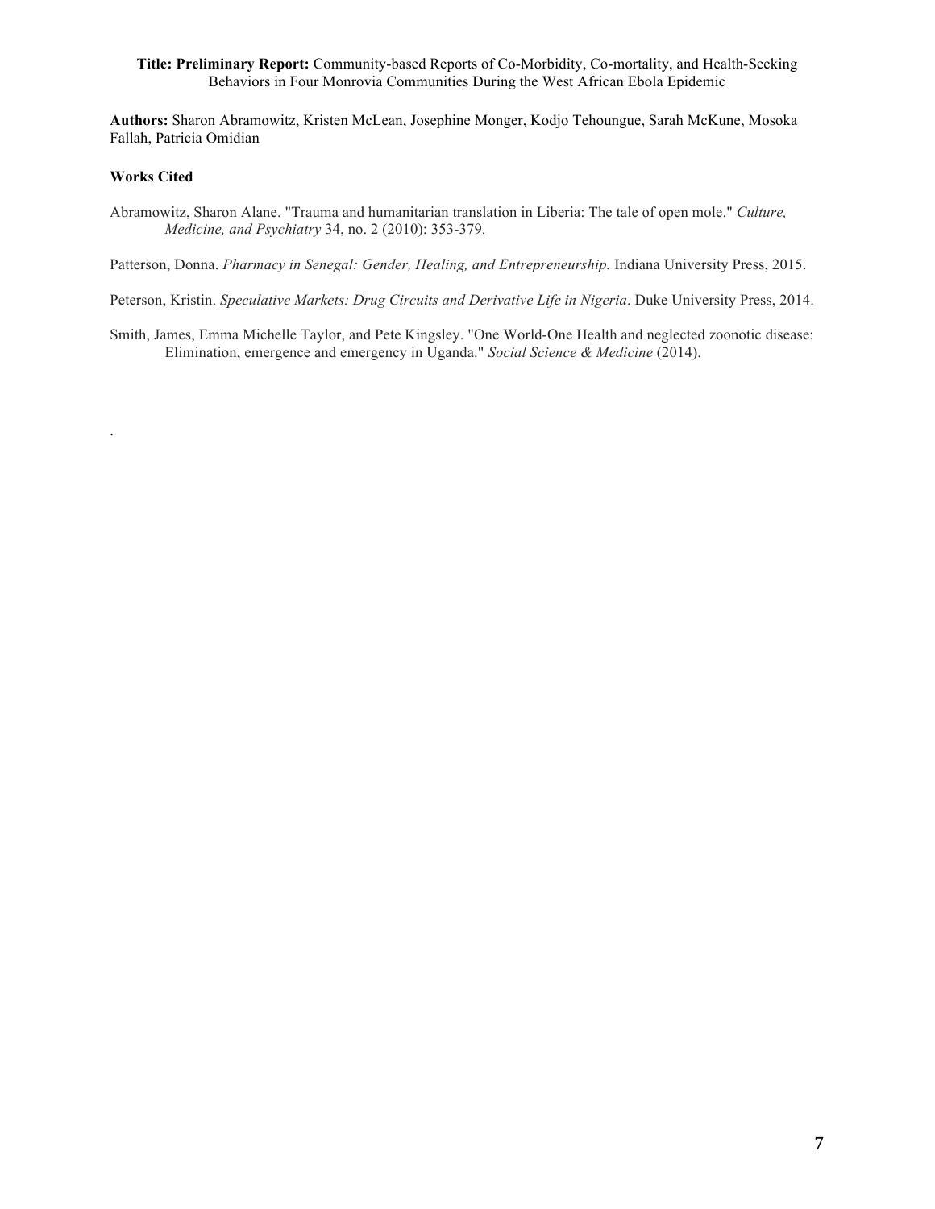**Title: Preliminary Report:** Community-based Reports of Co-Morbidity, Co-mortality, and Health-Seeking Behaviors in Four Monrovia Communities During the West African Ebola Epidemic

**Authors:** Sharon Abramowitz, Kristen McLean, Josephine Monger, Kodjo Tehoungue, Sarah McKune, Mosoka Fallah, Patricia Omidian

**Works Cited**

Abramowitz, Sharon Alane. "Trauma and humanitarian translation in Liberia: The tale of open mole." *Culture, Medicine, and Psychiatry* 34, no. 2 (2010): 353-379.

Patterson, Donna. *Pharmacy in Senegal: Gender, Healing, and Entrepreneurship.* Indiana University Press, 2015.

Peterson, Kristin. *Speculative Markets: Drug Circuits and Derivative Life in Nigeria*. Duke University Press, 2014.

Smith, James, Emma Michelle Taylor, and Pete Kingsley. "One World-One Health and neglected zoonotic disease: Elimination, emergence and emergency in Uganda." *Social Science & Medicine* (2014).

.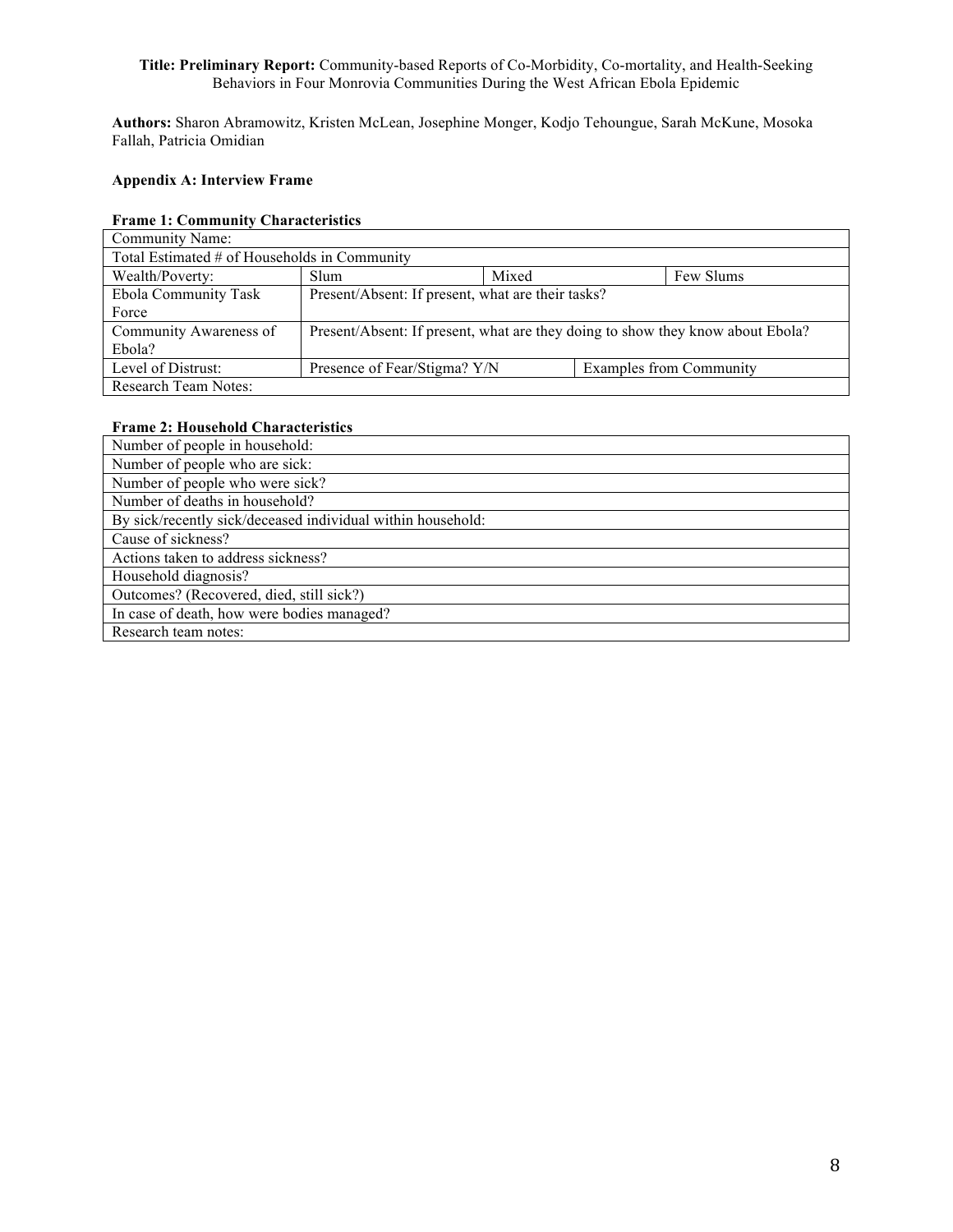**Title: Preliminary Report:** Community-based Reports of Co-Morbidity, Co-mortality, and Health-Seeking Behaviors in Four Monrovia Communities During the West African Ebola Epidemic

**Authors:** Sharon Abramowitz, Kristen McLean, Josephine Monger, Kodjo Tehoungue, Sarah McKune, Mosoka Fallah, Patricia Omidian

**Appendix A: Interview Frame**

**Frame 1: Community Characteristics**

| Community Name: | | | |
|---|---|---|---|
| Total Estimated # of Households in Community | | | |
| Wealth/Poverty: | Slum | Mixed | Few Slums |
| Ebola Community Task Force | Present/Absent: If present, what are their tasks? | | |
| Community Awareness of Ebola? | Present/Absent: If present, what are they doing to show they know about Ebola? | | |
| Level of Distrust: | Presence of Fear/Stigma? Y/N | Examples from Community | |
| Research Team Notes: | | | |

**Frame 2: Household Characteristics**

| Number of people in household: |
|---|
| Number of people who are sick: |
| Number of people who were sick? |
| Number of deaths in household? |
| By sick/recently sick/deceased individual within household: |
| Cause of sickness? |
| Actions taken to address sickness? |
| Household diagnosis? |
| Outcomes? (Recovered, died, still sick?) |
| In case of death, how were bodies managed? |
| Research team notes: |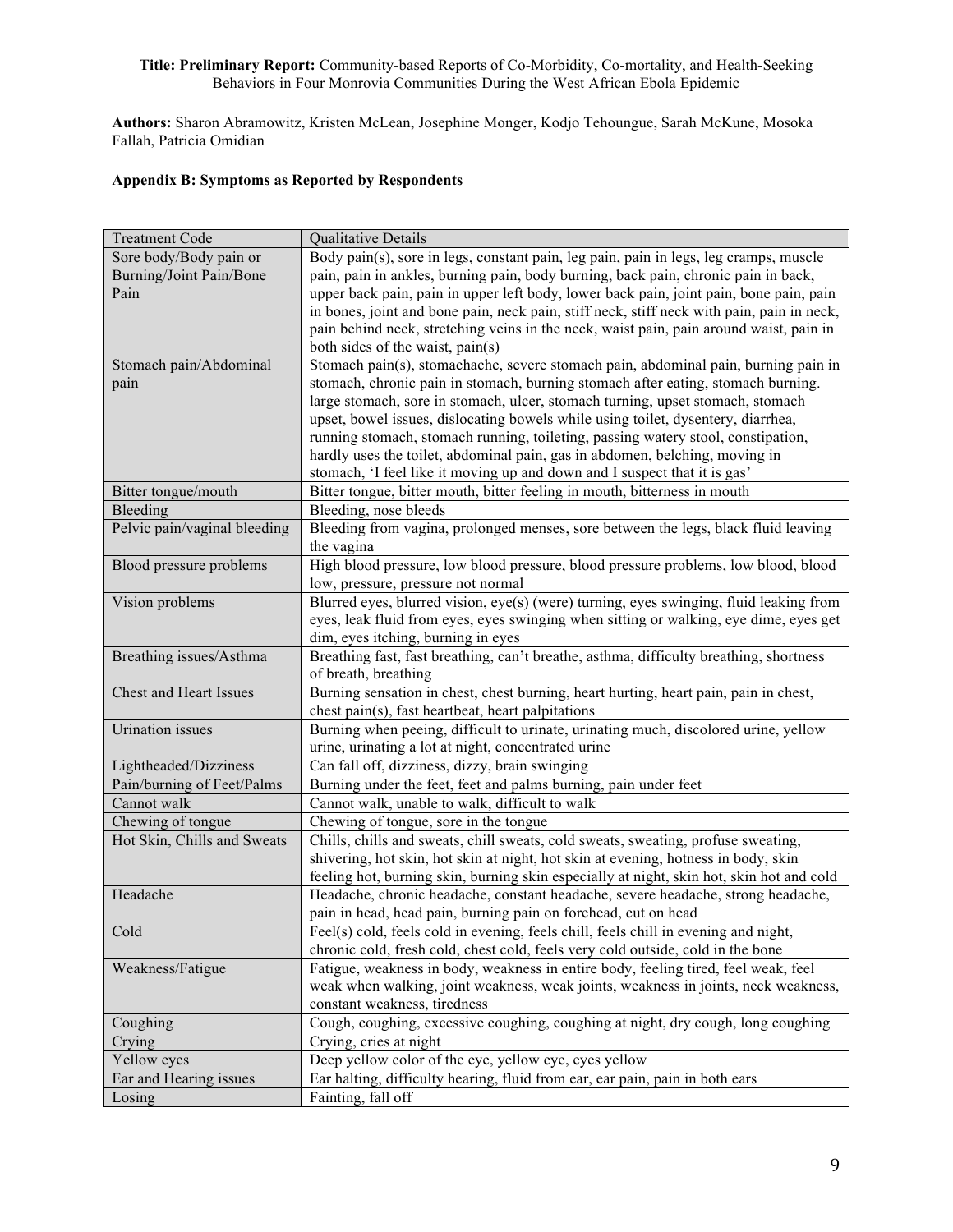**Title: Preliminary Report:** Community-based Reports of Co-Morbidity, Co-mortality, and Health-Seeking Behaviors in Four Monrovia Communities During the West African Ebola Epidemic

**Authors:** Sharon Abramowitz, Kristen McLean, Josephine Monger, Kodjo Tehoungue, Sarah McKune, Mosoka Fallah, Patricia Omidian

### Appendix B: Symptoms as Reported by Respondents

| Treatment Code | Qualitative Details |
|---|---|
| Sore body/Body pain or Burning/Joint Pain/Bone Pain | Body pain(s), sore in legs, constant pain, leg pain, pain in legs, leg cramps, muscle pain, pain in ankles, burning pain, body burning, back pain, chronic pain in back, upper back pain, pain in upper left body, lower back pain, joint pain, bone pain, pain in bones, joint and bone pain, neck pain, stiff neck, stiff neck with pain, pain in neck, pain behind neck, stretching veins in the neck, waist pain, pain around waist, pain in both sides of the waist, pain(s) |
| Stomach pain/Abdominal pain | Stomach pain(s), stomachache, severe stomach pain, abdominal pain, burning pain in stomach, chronic pain in stomach, burning stomach after eating, stomach burning. large stomach, sore in stomach, ulcer, stomach turning, upset stomach, stomach upset, bowel issues, dislocating bowels while using toilet, dysentery, diarrhea, running stomach, stomach running, toileting, passing watery stool, constipation, hardly uses the toilet, abdominal pain, gas in abdomen, belching, moving in stomach, 'I feel like it moving up and down and I suspect that it is gas' |
| Bitter tongue/mouth | Bitter tongue, bitter mouth, bitter feeling in mouth, bitterness in mouth |
| Bleeding | Bleeding, nose bleeds |
| Pelvic pain/vaginal bleeding | Bleeding from vagina, prolonged menses, sore between the legs, black fluid leaving the vagina |
| Blood pressure problems | High blood pressure, low blood pressure, blood pressure problems, low blood, blood low, pressure, pressure not normal |
| Vision problems | Blurred eyes, blurred vision, eye(s) (were) turning, eyes swinging, fluid leaking from eyes, leak fluid from eyes, eyes swinging when sitting or walking, eye dime, eyes get dim, eyes itching, burning in eyes |
| Breathing issues/Asthma | Breathing fast, fast breathing, can't breathe, asthma, difficulty breathing, shortness of breath, breathing |
| Chest and Heart Issues | Burning sensation in chest, chest burning, heart hurting, heart pain, pain in chest, chest pain(s), fast heartbeat, heart palpitations |
| Urination issues | Burning when peeing, difficult to urinate, urinating much, discolored urine, yellow urine, urinating a lot at night, concentrated urine |
| Lightheaded/Dizziness | Can fall off, dizziness, dizzy, brain swinging |
| Pain/burning of Feet/Palms | Burning under the feet, feet and palms burning, pain under feet |
| Cannot walk | Cannot walk, unable to walk, difficult to walk |
| Chewing of tongue | Chewing of tongue, sore in the tongue |
| Hot Skin, Chills and Sweats | Chills, chills and sweats, chill sweats, cold sweats, sweating, profuse sweating, shivering, hot skin, hot skin at night, hot skin at evening, hotness in body, skin feeling hot, burning skin, burning skin especially at night, skin hot, skin hot and cold |
| Headache | Headache, chronic headache, constant headache, severe headache, strong headache, pain in head, head pain, burning pain on forehead, cut on head |
| Cold | Feel(s) cold, feels cold in evening, feels chill, feels chill in evening and night, chronic cold, fresh cold, chest cold, feels very cold outside, cold in the bone |
| Weakness/Fatigue | Fatigue, weakness in body, weakness in entire body, feeling tired, feel weak, feel weak when walking, joint weakness, weak joints, weakness in joints, neck weakness, constant weakness, tiredness |
| Coughing | Cough, coughing, excessive coughing, coughing at night, dry cough, long coughing |
| Crying | Crying, cries at night |
| Yellow eyes | Deep yellow color of the eye, yellow eye, eyes yellow |
| Ear and Hearing issues | Ear halting, difficulty hearing, fluid from ear, ear pain, pain in both ears |
| Losing | Fainting, fall off |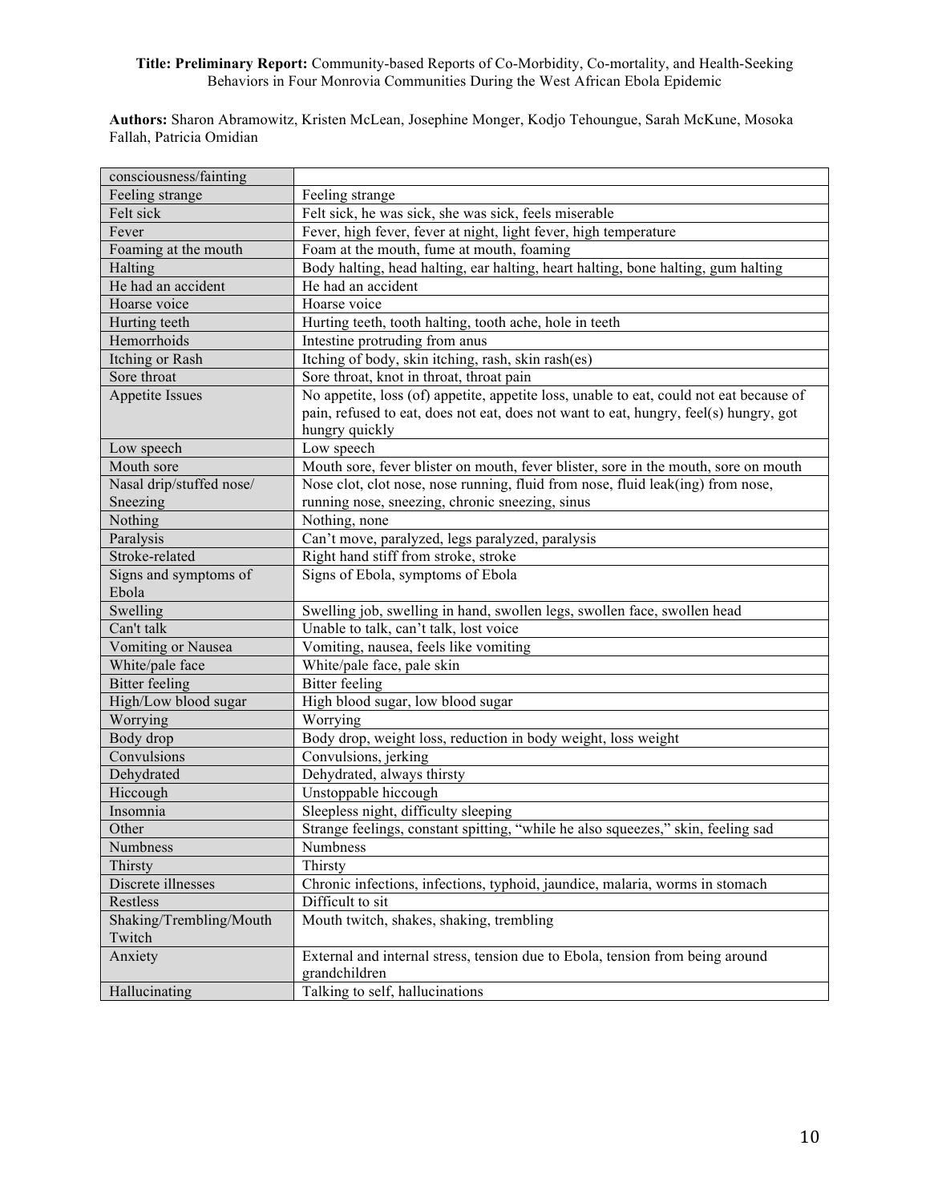**Title: Preliminary Report:** Community-based Reports of Co-Morbidity, Co-mortality, and Health-Seeking Behaviors in Four Monrovia Communities During the West African Ebola Epidemic

**Authors:** Sharon Abramowitz, Kristen McLean, Josephine Monger, Kodjo Tehoungue, Sarah McKune, Mosoka Fallah, Patricia Omidian

| | |
|---|---|
| consciousness/fainting | |
| Feeling strange | Feeling strange |
| Felt sick | Felt sick, he was sick, she was sick, feels miserable |
| Fever | Fever, high fever, fever at night, light fever, high temperature |
| Foaming at the mouth | Foam at the mouth, fume at mouth, foaming |
| Halting | Body halting, head halting, ear halting, heart halting, bone halting, gum halting |
| He had an accident | He had an accident |
| Hoarse voice | Hoarse voice |
| Hurting teeth | Hurting teeth, tooth halting, tooth ache, hole in teeth |
| Hemorrhoids | Intestine protruding from anus |
| Itching or Rash | Itching of body, skin itching, rash, skin rash(es) |
| Sore throat | Sore throat, knot in throat, throat pain |
| Appetite Issues | No appetite, loss (of) appetite, appetite loss, unable to eat, could not eat because of pain, refused to eat, does not eat, does not want to eat, hungry, feel(s) hungry, got hungry quickly |
| Low speech | Low speech |
| Mouth sore | Mouth sore, fever blister on mouth, fever blister, sore in the mouth, sore on mouth |
| Nasal drip/stuffed nose/ Sneezing | Nose clot, clot nose, nose running, fluid from nose, fluid leak(ing) from nose, running nose, sneezing, chronic sneezing, sinus |
| Nothing | Nothing, none |
| Paralysis | Can't move, paralyzed, legs paralyzed, paralysis |
| Stroke-related | Right hand stiff from stroke, stroke |
| Signs and symptoms of Ebola | Signs of Ebola, symptoms of Ebola |
| Swelling | Swelling job, swelling in hand, swollen legs, swollen face, swollen head |
| Can't talk | Unable to talk, can't talk, lost voice |
| Vomiting or Nausea | Vomiting, nausea, feels like vomiting |
| White/pale face | White/pale face, pale skin |
| Bitter feeling | Bitter feeling |
| High/Low blood sugar | High blood sugar, low blood sugar |
| Worrying | Worrying |
| Body drop | Body drop, weight loss, reduction in body weight, loss weight |
| Convulsions | Convulsions, jerking |
| Dehydrated | Dehydrated, always thirsty |
| Hiccough | Unstoppable hiccough |
| Insomnia | Sleepless night, difficulty sleeping |
| Other | Strange feelings, constant spitting, "while he also squeezes," skin, feeling sad |
| Numbness | Numbness |
| Thirsty | Thirsty |
| Discrete illnesses | Chronic infections, infections, typhoid, jaundice, malaria, worms in stomach |
| Restless | Difficult to sit |
| Shaking/Trembling/Mouth Twitch | Mouth twitch, shakes, shaking, trembling |
| Anxiety | External and internal stress, tension due to Ebola, tension from being around grandchildren |
| Hallucinating | Talking to self, hallucinations |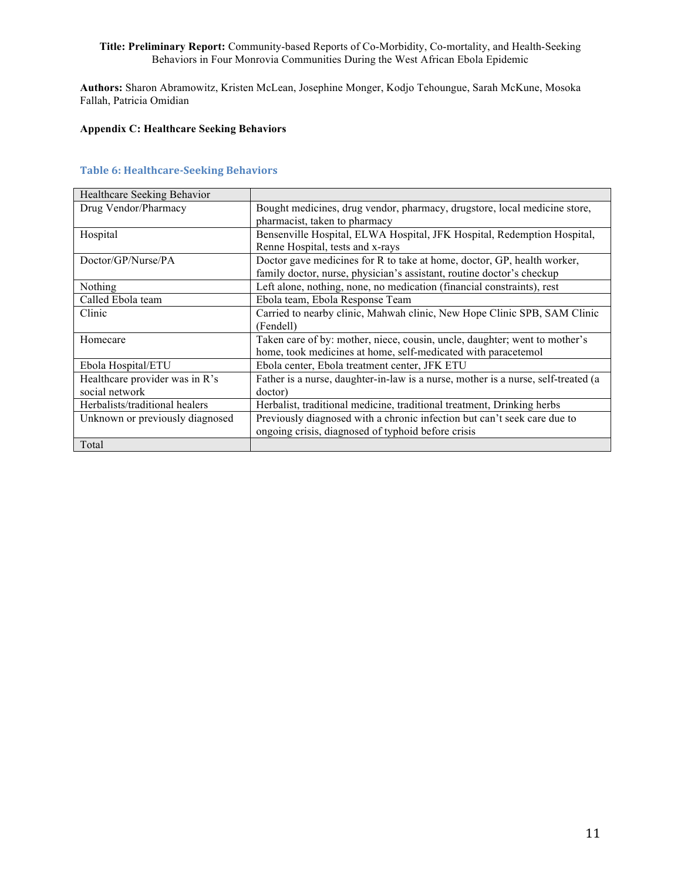**Title: Preliminary Report:** Community-based Reports of Co-Morbidity, Co-mortality, and Health-Seeking Behaviors in Four Monrovia Communities During the West African Ebola Epidemic

**Authors:** Sharon Abramowitz, Kristen McLean, Josephine Monger, Kodjo Tehoungue, Sarah McKune, Mosoka Fallah, Patricia Omidian

**Appendix C: Healthcare Seeking Behaviors**

### Table 6: Healthcare-Seeking Behaviors

| Healthcare Seeking Behavior | |
|---|---|
| Drug Vendor/Pharmacy | Bought medicines, drug vendor, pharmacy, drugstore, local medicine store, pharmacist, taken to pharmacy |
| Hospital | Bensenville Hospital, ELWA Hospital, JFK Hospital, Redemption Hospital, Renne Hospital, tests and x-rays |
| Doctor/GP/Nurse/PA | Doctor gave medicines for R to take at home, doctor, GP, health worker, family doctor, nurse, physician's assistant, routine doctor's checkup |
| Nothing | Left alone, nothing, none, no medication (financial constraints), rest |
| Called Ebola team | Ebola team, Ebola Response Team |
| Clinic | Carried to nearby clinic, Mahwah clinic, New Hope Clinic SPB, SAM Clinic (Fendell) |
| Homecare | Taken care of by: mother, niece, cousin, uncle, daughter; went to mother's home, took medicines at home, self-medicated with paracetemol |
| Ebola Hospital/ETU | Ebola center, Ebola treatment center, JFK ETU |
| Healthcare provider was in R's social network | Father is a nurse, daughter-in-law is a nurse, mother is a nurse, self-treated (a doctor) |
| Herbalists/traditional healers | Herbalist, traditional medicine, traditional treatment, Drinking herbs |
| Unknown or previously diagnosed | Previously diagnosed with a chronic infection but can't seek care due to ongoing crisis, diagnosed of typhoid before crisis |
| Total | |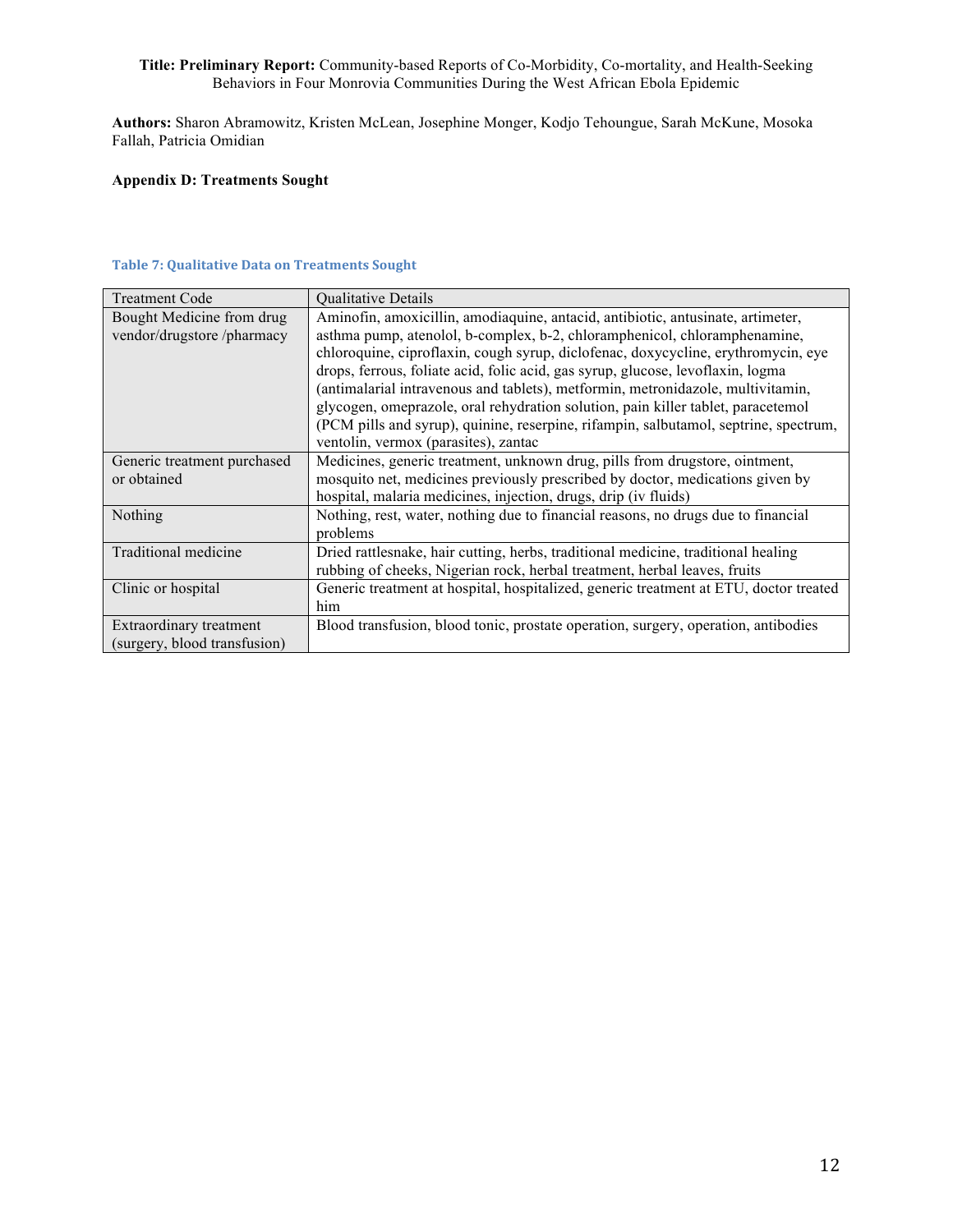**Title: Preliminary Report:** Community-based Reports of Co-Morbidity, Co-mortality, and Health-Seeking Behaviors in Four Monrovia Communities During the West African Ebola Epidemic

**Authors:** Sharon Abramowitz, Kristen McLean, Josephine Monger, Kodjo Tehoungue, Sarah McKune, Mosoka Fallah, Patricia Omidian

**Appendix D: Treatments Sought**

**Table 7: Qualitative Data on Treatments Sought**

| Treatment Code | Qualitative Details |
| --- | --- |
| Bought Medicine from drug vendor/drugstore /pharmacy | Aminofin, amoxicillin, amodiaquine, antacid, antibiotic, antusinate, artimeter, asthma pump, atenolol, b-complex, b-2, chloramphenicol, chloramphenamine, chloroquine, ciproflaxin, cough syrup, diclofenac, doxycycline, erythromycin, eye drops, ferrous, foliate acid, folic acid, gas syrup, glucose, levoflaxin, logma (antimalarial intravenous and tablets), metformin, metronidazole, multivitamin, glycogen, omeprazole, oral rehydration solution, pain killer tablet, paracetemol (PCM pills and syrup), quinine, reserpine, rifampin, salbutamol, septrine, spectrum, ventolin, vermox (parasites), zantac |
| Generic treatment purchased or obtained | Medicines, generic treatment, unknown drug, pills from drugstore, ointment, mosquito net, medicines previously prescribed by doctor, medications given by hospital, malaria medicines, injection, drugs, drip (iv fluids) |
| Nothing | Nothing, rest, water, nothing due to financial reasons, no drugs due to financial problems |
| Traditional medicine | Dried rattlesnake, hair cutting, herbs, traditional medicine, traditional healing rubbing of cheeks, Nigerian rock, herbal treatment, herbal leaves, fruits |
| Clinic or hospital | Generic treatment at hospital, hospitalized, generic treatment at ETU, doctor treated him |
| Extraordinary treatment (surgery, blood transfusion) | Blood transfusion, blood tonic, prostate operation, surgery, operation, antibodies |